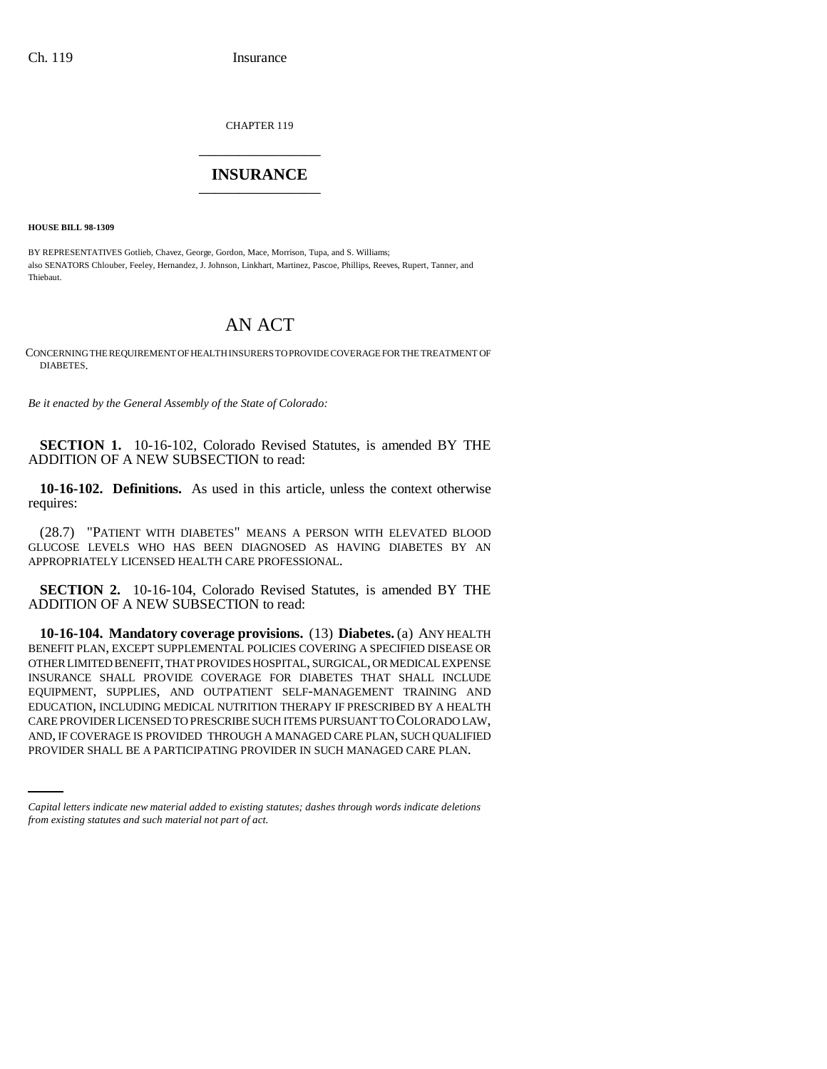CHAPTER 119

# INSURANCE

**HOUSE BILL 98-1309**

BY REPRESENTATIVES Gotlieb, Chavez, George, Gordon, Mace, Morrison, Tupa, and S. Williams;
also SENATORS Chlouber, Feeley, Hernandez, J. Johnson, Linkhart, Martinez, Pascoe, Phillips, Reeves, Rupert, Tanner, and Thiebaut.

## AN ACT

CONCERNING THE REQUIREMENT OF HEALTH INSURERS TO PROVIDE COVERAGE FOR THE TREATMENT OF DIABETES.

*Be it enacted by the General Assembly of the State of Colorado:*

**SECTION 1.** 10-16-102, Colorado Revised Statutes, is amended BY THE ADDITION OF A NEW SUBSECTION to read:

**10-16-102. Definitions.** As used in this article, unless the context otherwise requires:

(28.7) "PATIENT WITH DIABETES" MEANS A PERSON WITH ELEVATED BLOOD GLUCOSE LEVELS WHO HAS BEEN DIAGNOSED AS HAVING DIABETES BY AN APPROPRIATELY LICENSED HEALTH CARE PROFESSIONAL.

**SECTION 2.** 10-16-104, Colorado Revised Statutes, is amended BY THE ADDITION OF A NEW SUBSECTION to read:

**10-16-104. Mandatory coverage provisions.** (13) **Diabetes.** (a) ANY HEALTH BENEFIT PLAN, EXCEPT SUPPLEMENTAL POLICIES COVERING A SPECIFIED DISEASE OR OTHER LIMITED BENEFIT, THAT PROVIDES HOSPITAL, SURGICAL, OR MEDICAL EXPENSE INSURANCE SHALL PROVIDE COVERAGE FOR DIABETES THAT SHALL INCLUDE EQUIPMENT, SUPPLIES, AND OUTPATIENT SELF-MANAGEMENT TRAINING AND EDUCATION, INCLUDING MEDICAL NUTRITION THERAPY IF PRESCRIBED BY A HEALTH CARE PROVIDER LICENSED TO PRESCRIBE SUCH ITEMS PURSUANT TO COLORADO LAW, AND, IF COVERAGE IS PROVIDED THROUGH A MANAGED CARE PLAN, SUCH QUALIFIED PROVIDER SHALL BE A PARTICIPATING PROVIDER IN SUCH MANAGED CARE PLAN.

*Capital letters indicate new material added to existing statutes; dashes through words indicate deletions from existing statutes and such material not part of act.*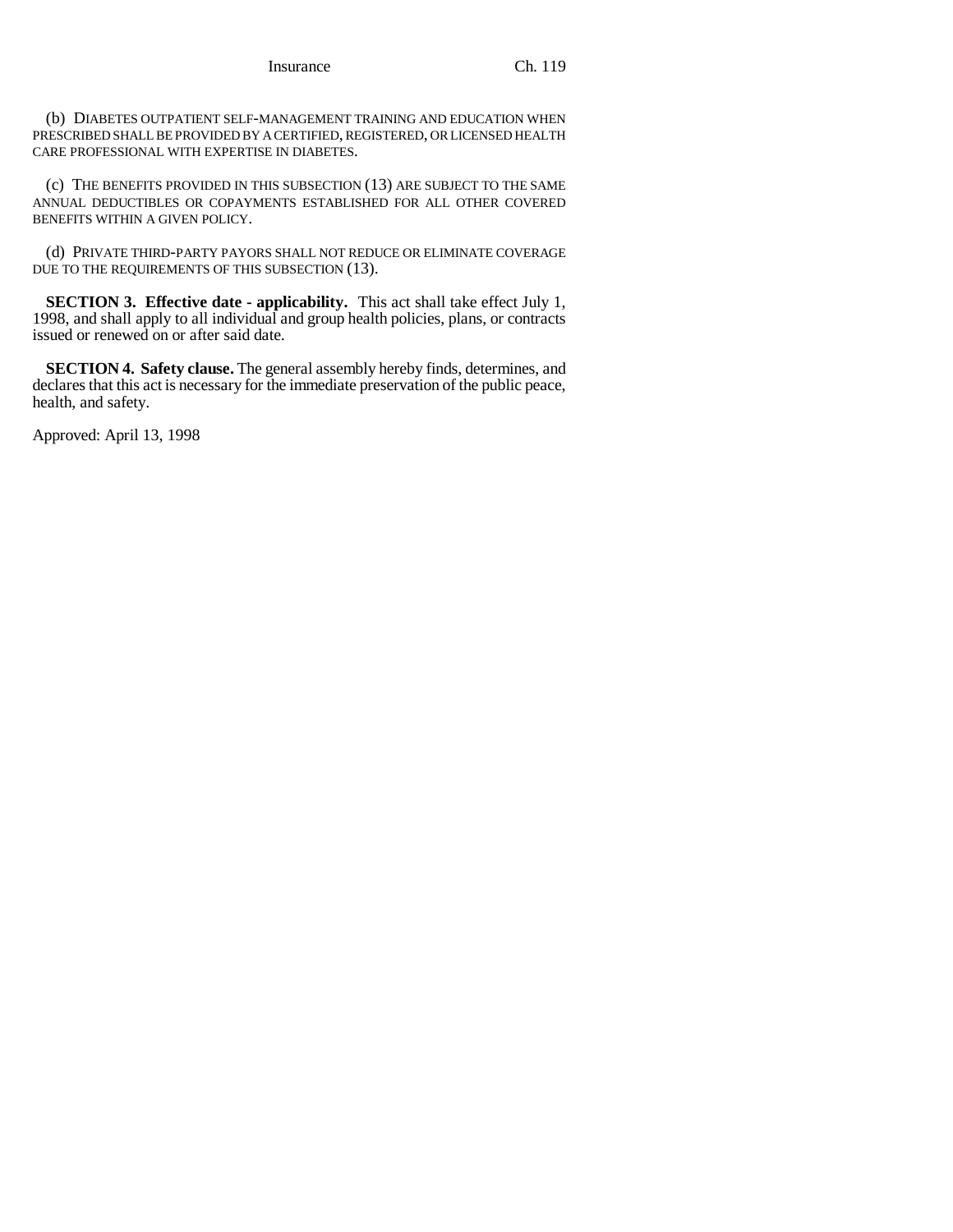(b) DIABETES OUTPATIENT SELF-MANAGEMENT TRAINING AND EDUCATION WHEN PRESCRIBED SHALL BE PROVIDED BY A CERTIFIED, REGISTERED, OR LICENSED HEALTH CARE PROFESSIONAL WITH EXPERTISE IN DIABETES.

(c) THE BENEFITS PROVIDED IN THIS SUBSECTION (13) ARE SUBJECT TO THE SAME ANNUAL DEDUCTIBLES OR COPAYMENTS ESTABLISHED FOR ALL OTHER COVERED BENEFITS WITHIN A GIVEN POLICY.

(d) PRIVATE THIRD-PARTY PAYORS SHALL NOT REDUCE OR ELIMINATE COVERAGE DUE TO THE REQUIREMENTS OF THIS SUBSECTION (13).

**SECTION 3. Effective date - applicability.** This act shall take effect July 1, 1998, and shall apply to all individual and group health policies, plans, or contracts issued or renewed on or after said date.

**SECTION 4. Safety clause.** The general assembly hereby finds, determines, and declares that this act is necessary for the immediate preservation of the public peace, health, and safety.

Approved: April 13, 1998